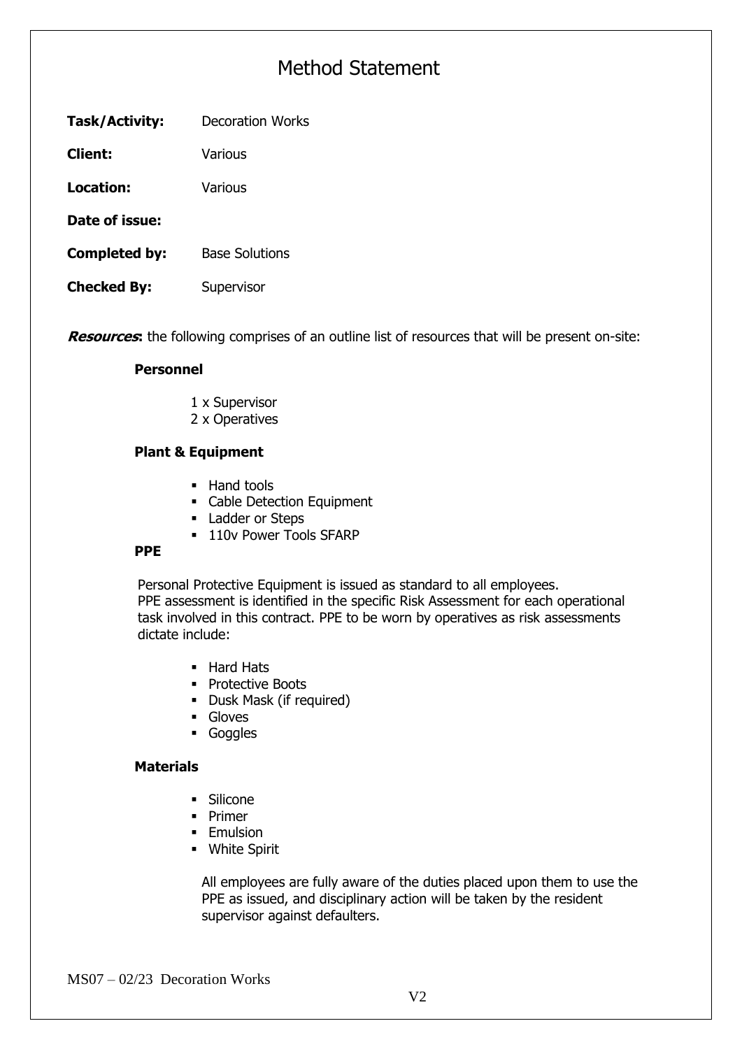# Method Statement

**Task/Activity:** Decoration Works

**Client:** Various

**Location:** Various

**Date of issue:**

**Completed by:** Base Solutions

**Checked By:** Supervisor

***Resources*:** the following comprises of an outline list of resources that will be present on-site:

**Personnel**

1 x Supervisor
2 x Operatives

**Plant & Equipment**

- Hand tools
- Cable Detection Equipment
- Ladder or Steps
- 110v Power Tools SFARP

**PPE**

Personal Protective Equipment is issued as standard to all employees.
PPE assessment is identified in the specific Risk Assessment for each operational task involved in this contract. PPE to be worn by operatives as risk assessments dictate include:

- Hard Hats
- Protective Boots
- Dusk Mask (if required)
- Gloves
- Goggles

**Materials**

- Silicone
- Primer
- Emulsion
- White Spirit

All employees are fully aware of the duties placed upon them to use the PPE as issued, and disciplinary action will be taken by the resident supervisor against defaulters.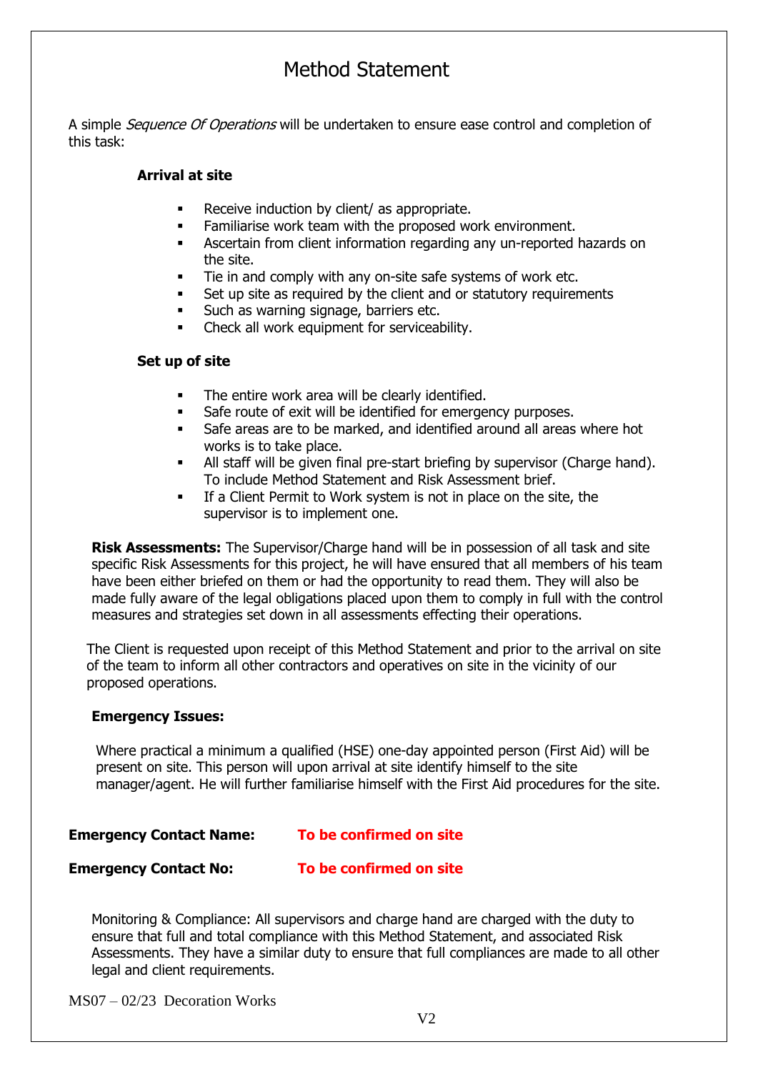# Method Statement

A simple *Sequence Of Operations* will be undertaken to ensure ease control and completion of this task:

**Arrival at site**

- Receive induction by client/ as appropriate.
- Familiarise work team with the proposed work environment.
- Ascertain from client information regarding any un-reported hazards on the site.
- Tie in and comply with any on-site safe systems of work etc.
- Set up site as required by the client and or statutory requirements
- Such as warning signage, barriers etc.
- Check all work equipment for serviceability.

**Set up of site**

- The entire work area will be clearly identified.
- Safe route of exit will be identified for emergency purposes.
- Safe areas are to be marked, and identified around all areas where hot works is to take place.
- All staff will be given final pre-start briefing by supervisor (Charge hand). To include Method Statement and Risk Assessment brief.
- If a Client Permit to Work system is not in place on the site, the supervisor is to implement one.

**Risk Assessments:** The Supervisor/Charge hand will be in possession of all task and site specific Risk Assessments for this project, he will have ensured that all members of his team have been either briefed on them or had the opportunity to read them. They will also be made fully aware of the legal obligations placed upon them to comply in full with the control measures and strategies set down in all assessments effecting their operations.

The Client is requested upon receipt of this Method Statement and prior to the arrival on site of the team to inform all other contractors and operatives on site in the vicinity of our proposed operations.

**Emergency Issues:**

Where practical a minimum a qualified (HSE) one-day appointed person (First Aid) will be present on site. This person will upon arrival at site identify himself to the site manager/agent. He will further familiarise himself with the First Aid procedures for the site.

**Emergency Contact Name:** **To be confirmed on site**

**Emergency Contact No:** **To be confirmed on site**

Monitoring & Compliance: All supervisors and charge hand are charged with the duty to ensure that full and total compliance with this Method Statement, and associated Risk Assessments. They have a similar duty to ensure that full compliances are made to all other legal and client requirements.

MS07 – 02/23 Decoration Works

V2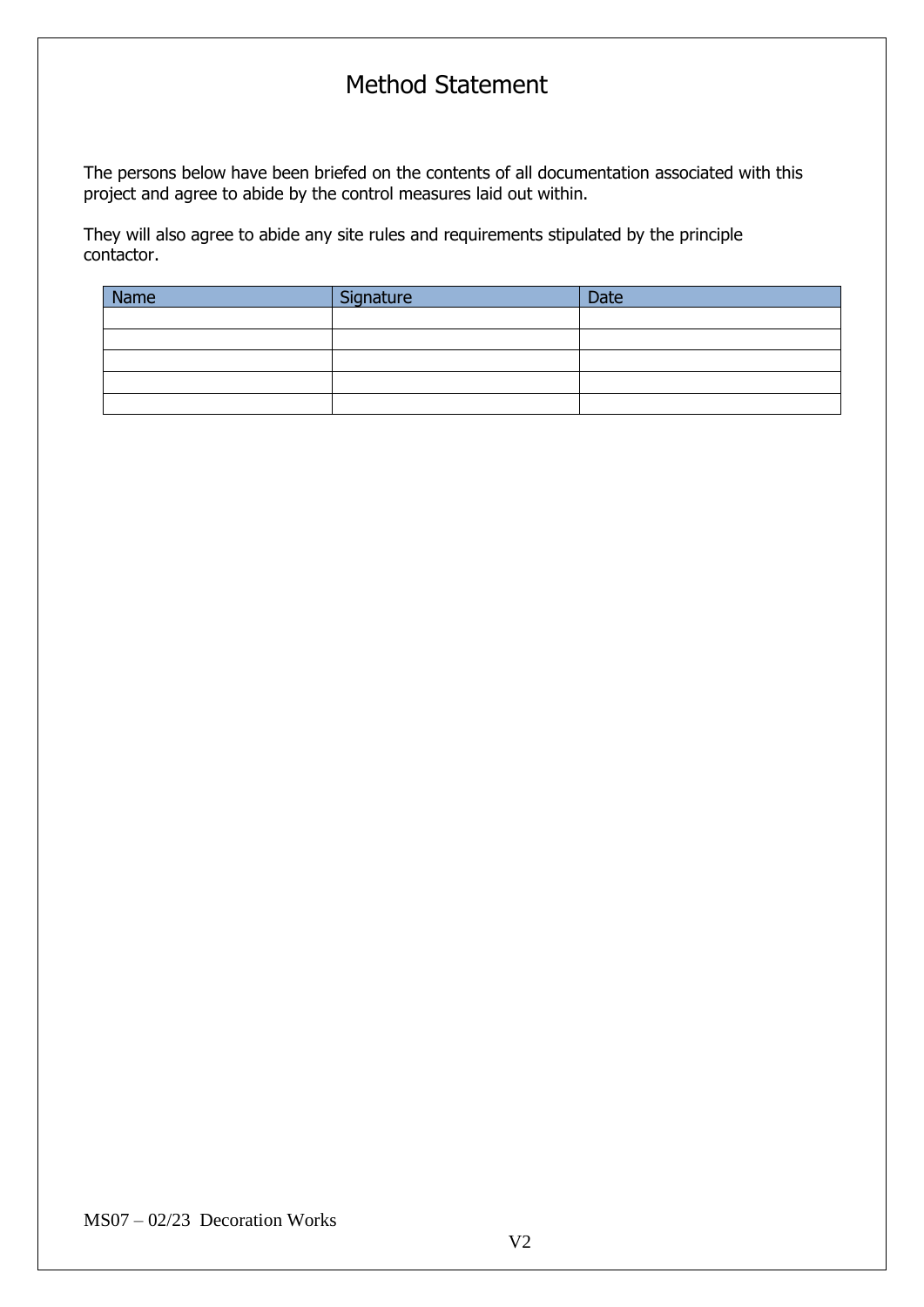# Method Statement

The persons below have been briefed on the contents of all documentation associated with this project and agree to abide by the control measures laid out within.

They will also agree to abide any site rules and requirements stipulated by the principle contactor.

| Name | Signature | Date |
| --- | --- | --- |
| | | |
| | | |
| | | |
| | | |
| | | |